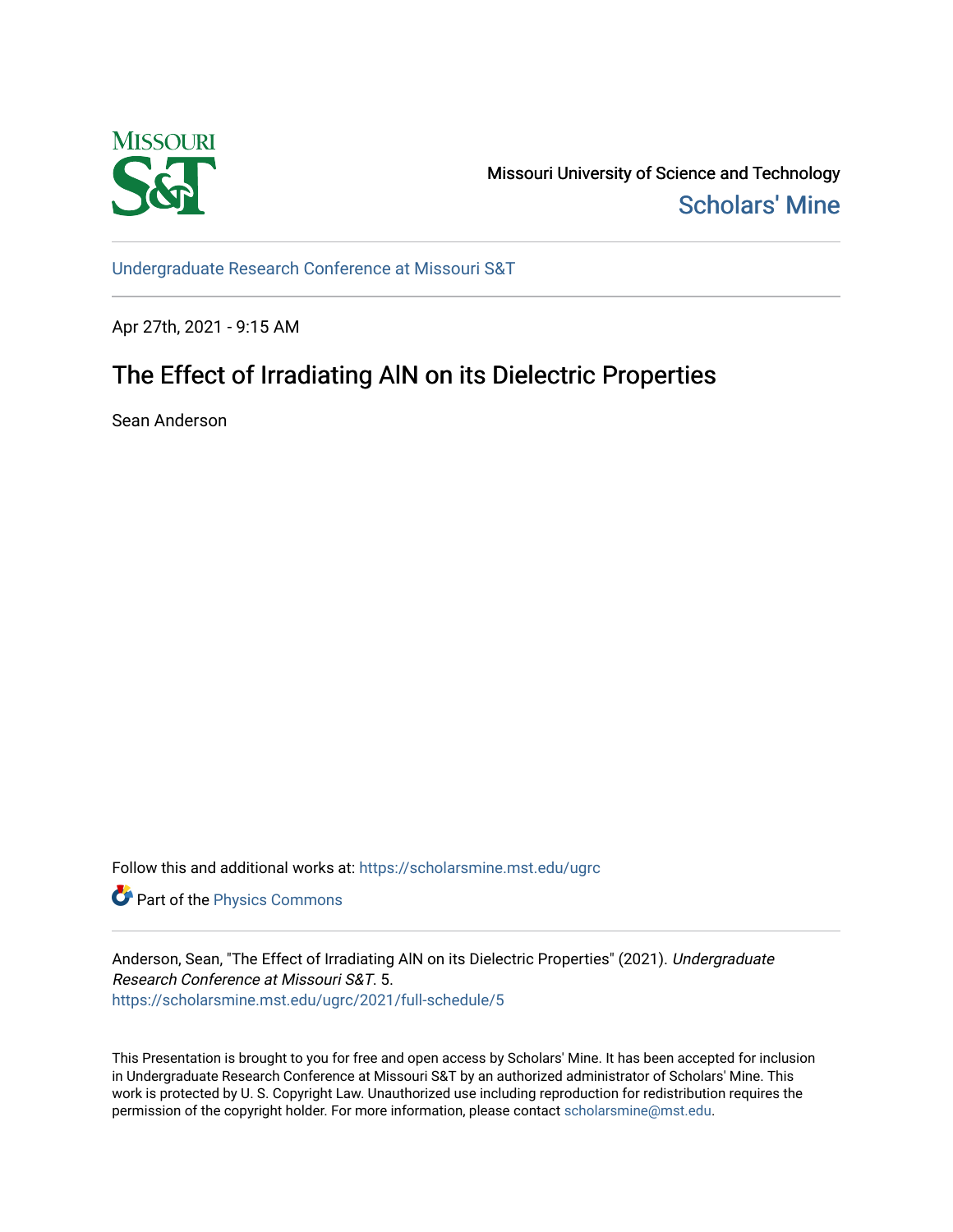Missouri University of Science and Technology

Scholars' Mine

Undergraduate Research Conference at Missouri S&T

Apr 27th, 2021 - 9:15 AM

# The Effect of Irradiating AlN on its Dielectric Properties

Sean Anderson

Follow this and additional works at: https://scholarsmine.mst.edu/ugrc

Part of the Physics Commons

Anderson, Sean, "The Effect of Irradiating AlN on its Dielectric Properties" (2021). *Undergraduate Research Conference at Missouri S&T*. 5.
https://scholarsmine.mst.edu/ugrc/2021/full-schedule/5

This Presentation is brought to you for free and open access by Scholars' Mine. It has been accepted for inclusion in Undergraduate Research Conference at Missouri S&T by an authorized administrator of Scholars' Mine. This work is protected by U. S. Copyright Law. Unauthorized use including reproduction for redistribution requires the permission of the copyright holder. For more information, please contact scholarsmine@mst.edu.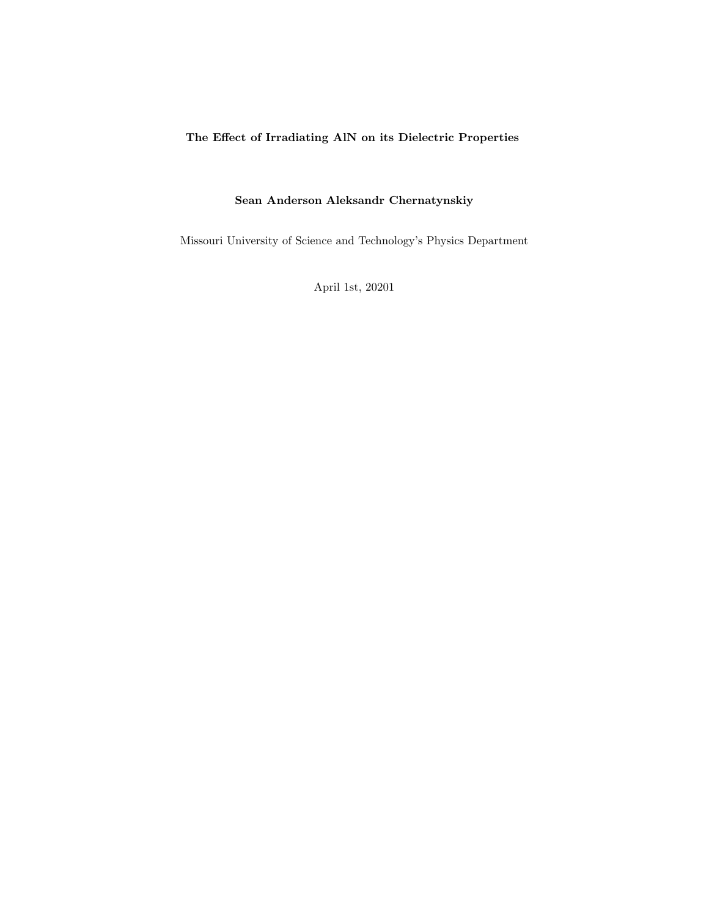**The Effect of Irradiating AlN on its Dielectric Properties**

**Sean Anderson Aleksandr Chernatynskiy**

Missouri University of Science and Technology's Physics Department

April 1st, 20201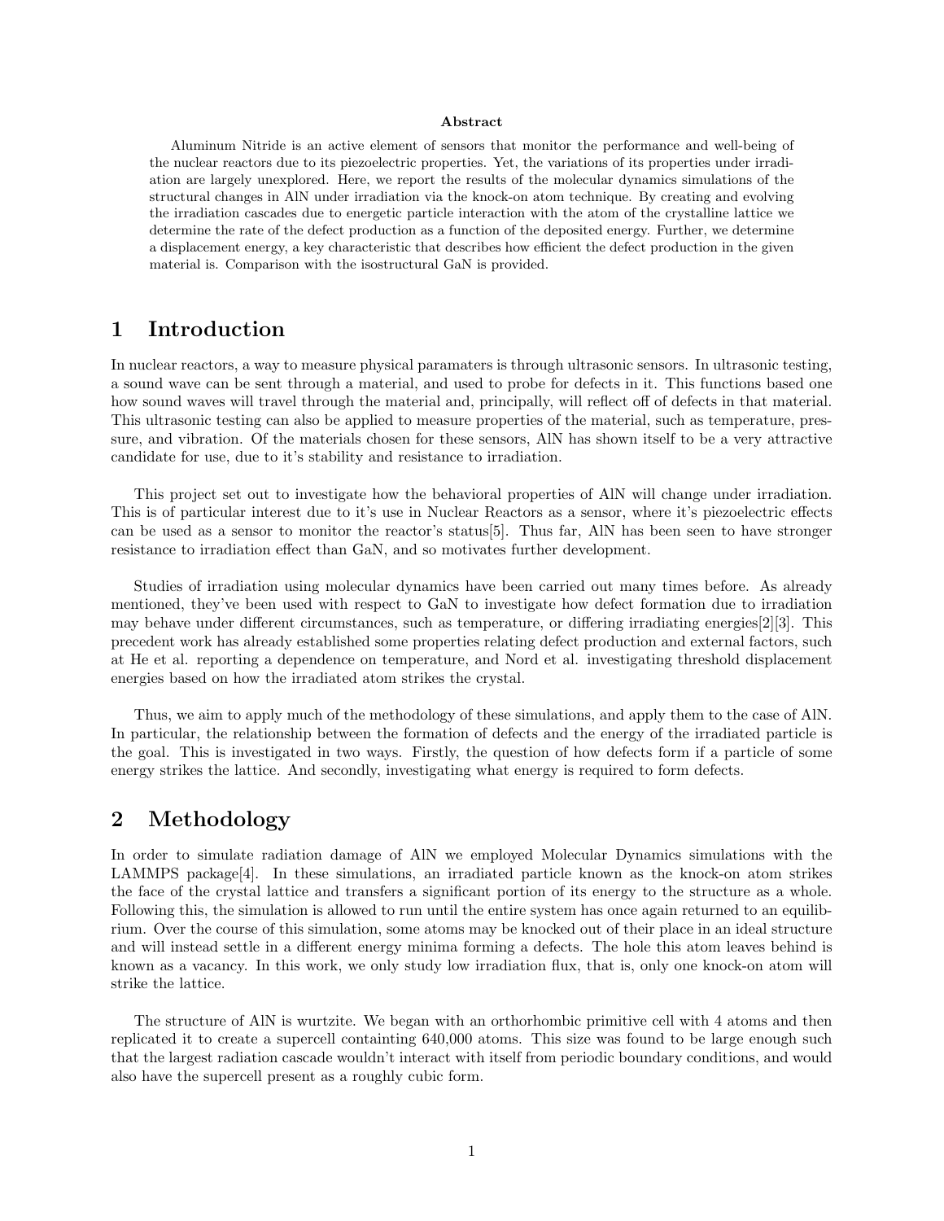**Abstract**

Aluminum Nitride is an active element of sensors that monitor the performance and well-being of the nuclear reactors due to its piezoelectric properties. Yet, the variations of its properties under irradiation are largely unexplored. Here, we report the results of the molecular dynamics simulations of the structural changes in AlN under irradiation via the knock-on atom technique. By creating and evolving the irradiation cascades due to energetic particle interaction with the atom of the crystalline lattice we determine the rate of the defect production as a function of the deposited energy. Further, we determine a displacement energy, a key characteristic that describes how efficient the defect production in the given material is. Comparison with the isostructural GaN is provided.

# 1 Introduction

In nuclear reactors, a way to measure physical paramaters is through ultrasonic sensors. In ultrasonic testing, a sound wave can be sent through a material, and used to probe for defects in it. This functions based one how sound waves will travel through the material and, principally, will reflect off of defects in that material. This ultrasonic testing can also be applied to measure properties of the material, such as temperature, pressure, and vibration. Of the materials chosen for these sensors, AlN has shown itself to be a very attractive candidate for use, due to it's stability and resistance to irradiation.

This project set out to investigate how the behavioral properties of AlN will change under irradiation. This is of particular interest due to it's use in Nuclear Reactors as a sensor, where it's piezoelectric effects can be used as a sensor to monitor the reactor's status[5]. Thus far, AlN has been seen to have stronger resistance to irradiation effect than GaN, and so motivates further development.

Studies of irradiation using molecular dynamics have been carried out many times before. As already mentioned, they've been used with respect to GaN to investigate how defect formation due to irradiation may behave under different circumstances, such as temperature, or differing irradiating energies[2][3]. This precedent work has already established some properties relating defect production and external factors, such at He et al. reporting a dependence on temperature, and Nord et al. investigating threshold displacement energies based on how the irradiated atom strikes the crystal.

Thus, we aim to apply much of the methodology of these simulations, and apply them to the case of AlN. In particular, the relationship between the formation of defects and the energy of the irradiated particle is the goal. This is investigated in two ways. Firstly, the question of how defects form if a particle of some energy strikes the lattice. And secondly, investigating what energy is required to form defects.

# 2 Methodology

In order to simulate radiation damage of AlN we employed Molecular Dynamics simulations with the LAMMPS package[4]. In these simulations, an irradiated particle known as the knock-on atom strikes the face of the crystal lattice and transfers a significant portion of its energy to the structure as a whole. Following this, the simulation is allowed to run until the entire system has once again returned to an equilibrium. Over the course of this simulation, some atoms may be knocked out of their place in an ideal structure and will instead settle in a different energy minima forming a defects. The hole this atom leaves behind is known as a vacancy. In this work, we only study low irradiation flux, that is, only one knock-on atom will strike the lattice.

The structure of AlN is wurtzite. We began with an orthorhombic primitive cell with 4 atoms and then replicated it to create a supercell containting 640,000 atoms. This size was found to be large enough such that the largest radiation cascade wouldn't interact with itself from periodic boundary conditions, and would also have the supercell present as a roughly cubic form.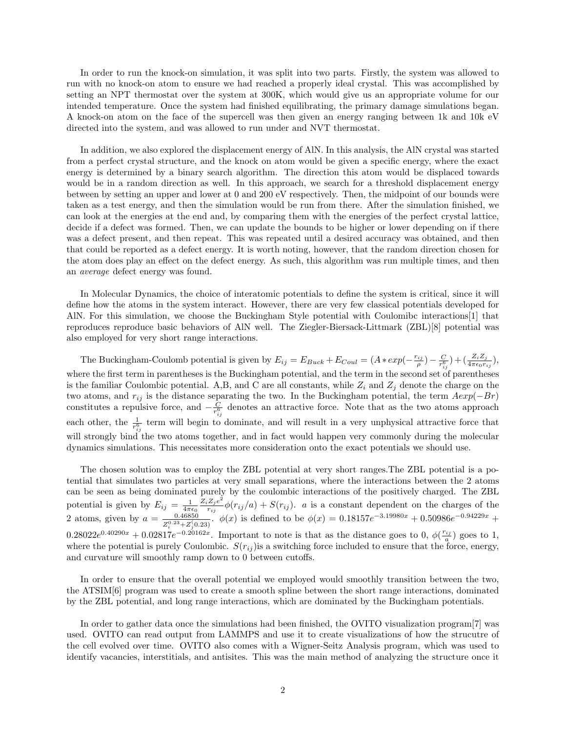In order to run the knock-on simulation, it was split into two parts. Firstly, the system was allowed to run with no knock-on atom to ensure we had reached a properly ideal crystal. This was accomplished by setting an NPT thermostat over the system at 300K, which would give us an appropriate volume for our intended temperature. Once the system had finished equilibrating, the primary damage simulations began. A knock-on atom on the face of the supercell was then given an energy ranging between 1k and 10k eV directed into the system, and was allowed to run under and NVT thermostat.

In addition, we also explored the displacement energy of AlN. In this analysis, the AlN crystal was started from a perfect crystal structure, and the knock on atom would be given a specific energy, where the exact energy is determined by a binary search algorithm. The direction this atom would be displaced towards would be in a random direction as well. In this approach, we search for a threshold displacement energy between by setting an upper and lower at 0 and 200 eV respectively. Then, the midpoint of our bounds were taken as a test energy, and then the simulation would be run from there. After the simulation finished, we can look at the energies at the end and, by comparing them with the energies of the perfect crystal lattice, decide if a defect was formed. Then, we can update the bounds to be higher or lower depending on if there was a defect present, and then repeat. This was repeated until a desired accuracy was obtained, and then that could be reported as a defect energy. It is worth noting, however, that the random direction chosen for the atom does play an effect on the defect energy. As such, this algorithm was run multiple times, and then an *average* defect energy was found.

In Molecular Dynamics, the choice of interatomic potentials to define the system is critical, since it will define how the atoms in the system interact. However, there are very few classical potentials developed for AlN. For this simulation, we choose the Buckingham Style potential with Coulomibc interactions[1] that reproduces reproduce basic behaviors of AlN well. The Ziegler-Biersack-Littmark (ZBL)[8] potential was also employed for very short range interactions.

The Buckingham-Coulomb potential is given by $E_{ij} = E_{Buck} + E_{Coul} = (A * exp(-\frac{r_{ij}}{\rho}) - \frac{C}{r_{ij}^6}) + (\frac{Z_i Z_j}{4\pi\epsilon_0 r_{ij}})$, where the first term in parentheses is the Buckingham potential, and the term in the second set of parentheses is the familiar Coulombic potential. A,B, and C are all constants, while $Z_i$ and $Z_j$ denote the charge on the two atoms, and $r_{ij}$ is the distance separating the two. In the Buckingham potential, the term $Aexp(-Br)$ constitutes a repulsive force, and $-\frac{C}{r_{ij}^6}$ denotes an attractive force. Note that as the two atoms approach each other, the $\frac{1}{r_{ij}^6}$ term will begin to dominate, and will result in a very unphysical attractive force that will strongly bind the two atoms together, and in fact would happen very commonly during the molecular dynamics simulations. This necessitates more consideration onto the exact potentials we should use.

The chosen solution was to employ the ZBL potential at very short ranges.The ZBL potential is a potential that simulates two particles at very small separations, where the interactions between the 2 atoms can be seen as being dominated purely by the coulombic interactions of the positively charged. The ZBL potential is given by $E_{ij} = \frac{1}{4\pi\epsilon_0}\frac{Z_i Z_j e^2}{r_{ij}}\phi(r_{ij}/a) + S(r_{ij})$. $a$ is a constant dependent on the charges of the 2 atoms, given by $a = \frac{0.46850}{Z_i^{0.23} + Z_j^{(}0.23)}$. $\phi(x)$ is defined to be $\phi(x) = 0.18157e^{-3.19980x} + 0.50986e^{-0.94229x} + 0.28022e^{0.40290x} + 0.02817e^{-0.20162x}$. Important to note is that as the distance goes to 0, $\phi(\frac{r_{ij}}{a})$ goes to 1, where the potential is purely Coulombic. $S(r_{ij})$is a switching force included to ensure that the force, energy, and curvature will smoothly ramp down to 0 between cutoffs.

In order to ensure that the overall potential we employed would smoothly transition between the two, the ATSIM[6] program was used to create a smooth spline between the short range interactions, dominated by the ZBL potential, and long range interactions, which are dominated by the Buckingham potentials.

In order to gather data once the simulations had been finished, the OVITO visualization program[7] was used. OVITO can read output from LAMMPS and use it to create visualizations of how the strucutre of the cell evolved over time. OVITO also comes with a Wigner-Seitz Analysis program, which was used to identify vacancies, interstitials, and antisites. This was the main method of analyzing the structure once it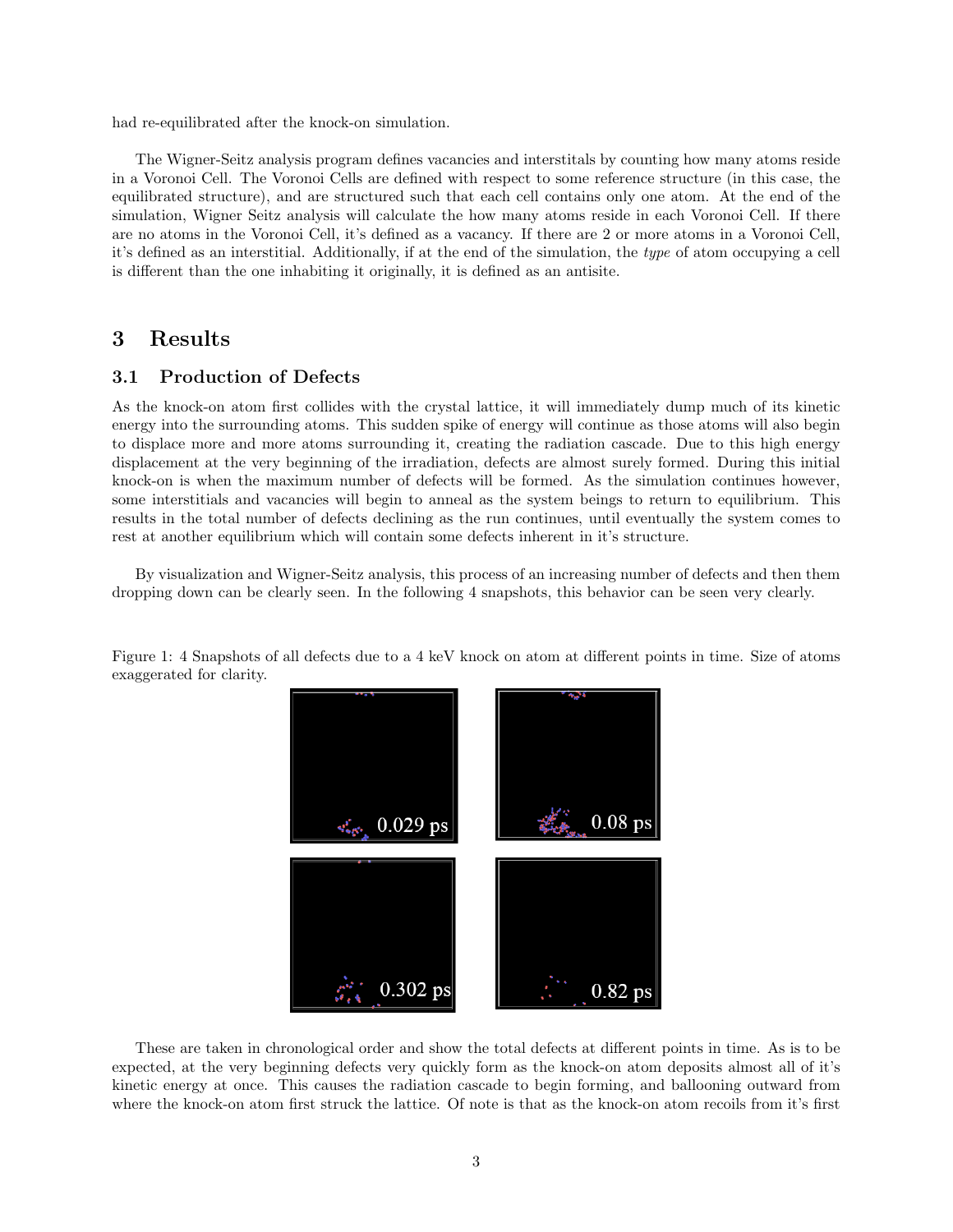had re-equilibrated after the knock-on simulation.

The Wigner-Seitz analysis program defines vacancies and interstitals by counting how many atoms reside in a Voronoi Cell. The Voronoi Cells are defined with respect to some reference structure (in this case, the equilibrated structure), and are structured such that each cell contains only one atom. At the end of the simulation, Wigner Seitz analysis will calculate the how many atoms reside in each Voronoi Cell. If there are no atoms in the Voronoi Cell, it's defined as a vacancy. If there are 2 or more atoms in a Voronoi Cell, it's defined as an interstitial. Additionally, if at the end of the simulation, the *type* of atom occupying a cell is different than the one inhabiting it originally, it is defined as an antisite.

## 3 Results

### 3.1 Production of Defects

As the knock-on atom first collides with the crystal lattice, it will immediately dump much of its kinetic energy into the surrounding atoms. This sudden spike of energy will continue as those atoms will also begin to displace more and more atoms surrounding it, creating the radiation cascade. Due to this high energy displacement at the very beginning of the irradiation, defects are almost surely formed. During this initial knock-on is when the maximum number of defects will be formed. As the simulation continues however, some interstitials and vacancies will begin to anneal as the system beings to return to equilibrium. This results in the total number of defects declining as the run continues, until eventually the system comes to rest at another equilibrium which will contain some defects inherent in it's structure.

By visualization and Wigner-Seitz analysis, this process of an increasing number of defects and then them dropping down can be clearly seen. In the following 4 snapshots, this behavior can be seen very clearly.

Figure 1: 4 Snapshots of all defects due to a 4 keV knock on atom at different points in time. Size of atoms exaggerated for clarity.

0.029 ps

0.08 ps

0.302 ps

0.82 ps

These are taken in chronological order and show the total defects at different points in time. As is to be expected, at the very beginning defects very quickly form as the knock-on atom deposits almost all of it's kinetic energy at once. This causes the radiation cascade to begin forming, and ballooning outward from where the knock-on atom first struck the lattice. Of note is that as the knock-on atom recoils from it's first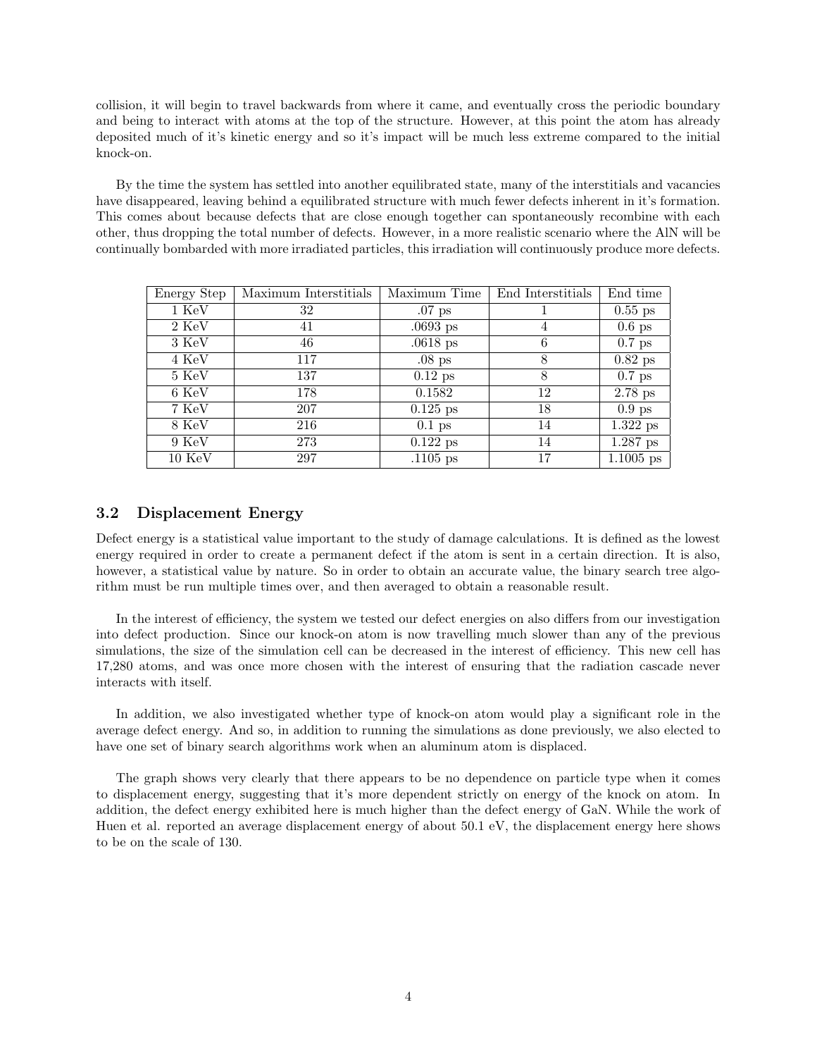collision, it will begin to travel backwards from where it came, and eventually cross the periodic boundary and being to interact with atoms at the top of the structure. However, at this point the atom has already deposited much of it's kinetic energy and so it's impact will be much less extreme compared to the initial knock-on.

By the time the system has settled into another equilibrated state, many of the interstitials and vacancies have disappeared, leaving behind a equilibrated structure with much fewer defects inherent in it's formation. This comes about because defects that are close enough together can spontaneously recombine with each other, thus dropping the total number of defects. However, in a more realistic scenario where the AlN will be continually bombarded with more irradiated particles, this irradiation will continuously produce more defects.

| Energy Step | Maximum Interstitials | Maximum Time | End Interstitials | End time |
|---|---|---|---|---|
| 1 KeV | 32 | .07 ps | 1 | 0.55 ps |
| 2 KeV | 41 | .0693 ps | 4 | 0.6 ps |
| 3 KeV | 46 | .0618 ps | 6 | 0.7 ps |
| 4 KeV | 117 | .08 ps | 8 | 0.82 ps |
| 5 KeV | 137 | 0.12 ps | 8 | 0.7 ps |
| 6 KeV | 178 | 0.1582 | 12 | 2.78 ps |
| 7 KeV | 207 | 0.125 ps | 18 | 0.9 ps |
| 8 KeV | 216 | 0.1 ps | 14 | 1.322 ps |
| 9 KeV | 273 | 0.122 ps | 14 | 1.287 ps |
| 10 KeV | 297 | .1105 ps | 17 | 1.1005 ps |

### 3.2 Displacement Energy

Defect energy is a statistical value important to the study of damage calculations. It is defined as the lowest energy required in order to create a permanent defect if the atom is sent in a certain direction. It is also, however, a statistical value by nature. So in order to obtain an accurate value, the binary search tree algorithm must be run multiple times over, and then averaged to obtain a reasonable result.

In the interest of efficiency, the system we tested our defect energies on also differs from our investigation into defect production. Since our knock-on atom is now travelling much slower than any of the previous simulations, the size of the simulation cell can be decreased in the interest of efficiency. This new cell has 17,280 atoms, and was once more chosen with the interest of ensuring that the radiation cascade never interacts with itself.

In addition, we also investigated whether type of knock-on atom would play a significant role in the average defect energy. And so, in addition to running the simulations as done previously, we also elected to have one set of binary search algorithms work when an aluminum atom is displaced.

The graph shows very clearly that there appears to be no dependence on particle type when it comes to displacement energy, suggesting that it's more dependent strictly on energy of the knock on atom. In addition, the defect energy exhibited here is much higher than the defect energy of GaN. While the work of Huen et al. reported an average displacement energy of about 50.1 eV, the displacement energy here shows to be on the scale of 130.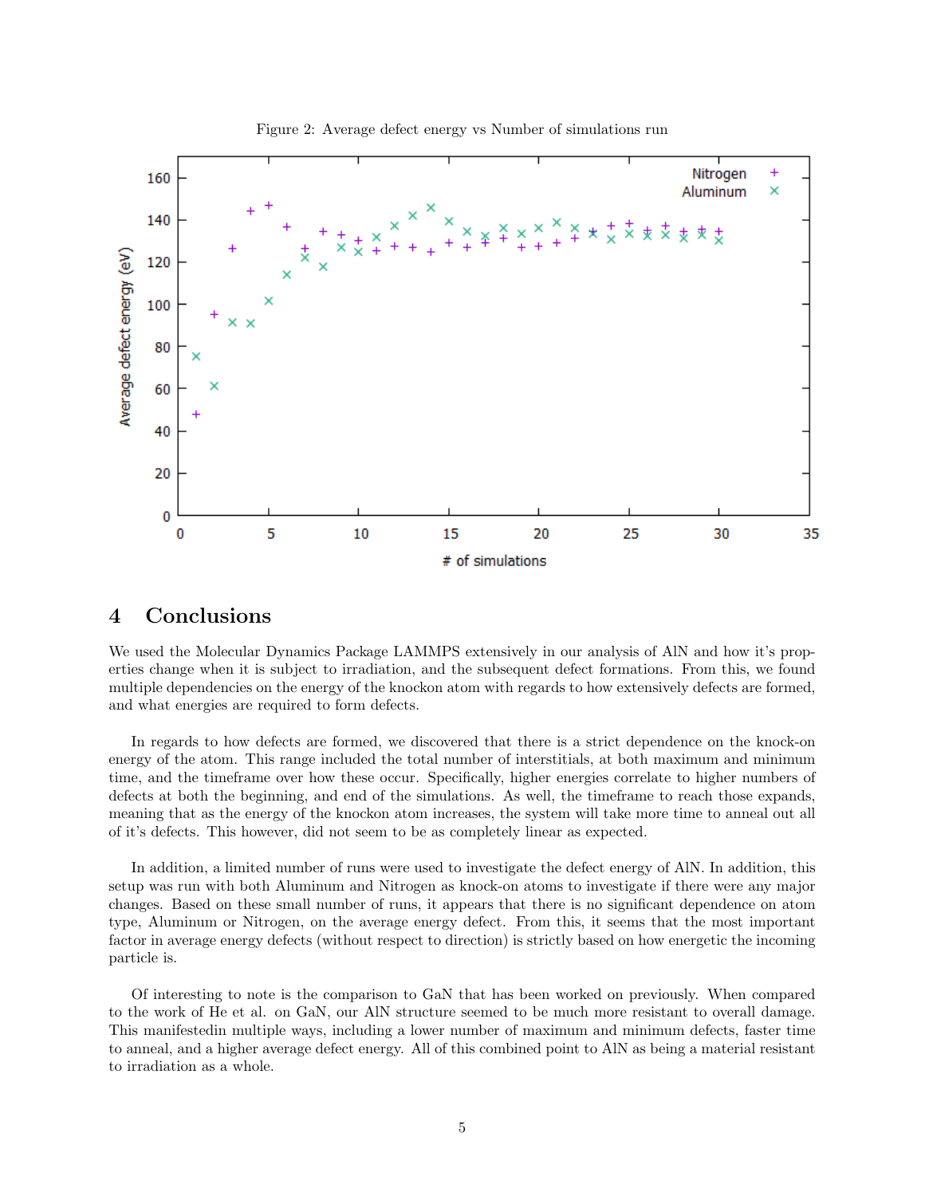Figure 2: Average defect energy vs Number of simulations run

## 4 Conclusions

We used the Molecular Dynamics Package LAMMPS extensively in our analysis of AlN and how it's properties change when it is subject to irradiation, and the subsequent defect formations. From this, we found multiple dependencies on the energy of the knockon atom with regards to how extensively defects are formed, and what energies are required to form defects.

In regards to how defects are formed, we discovered that there is a strict dependence on the knock-on energy of the atom. This range included the total number of interstitials, at both maximum and minimum time, and the timeframe over how these occur. Specifically, higher energies correlate to higher numbers of defects at both the beginning, and end of the simulations. As well, the timeframe to reach those expands, meaning that as the energy of the knockon atom increases, the system will take more time to anneal out all of it's defects. This however, did not seem to be as completely linear as expected.

In addition, a limited number of runs were used to investigate the defect energy of AlN. In addition, this setup was run with both Aluminum and Nitrogen as knock-on atoms to investigate if there were any major changes. Based on these small number of runs, it appears that there is no significant dependence on atom type, Aluminum or Nitrogen, on the average energy defect. From this, it seems that the most important factor in average energy defects (without respect to direction) is strictly based on how energetic the incoming particle is.

Of interesting to note is the comparison to GaN that has been worked on previously. When compared to the work of He et al. on GaN, our AlN structure seemed to be much more resistant to overall damage. This manifestedin multiple ways, including a lower number of maximum and minimum defects, faster time to anneal, and a higher average defect energy. All of this combined point to AlN as being a material resistant to irradiation as a whole.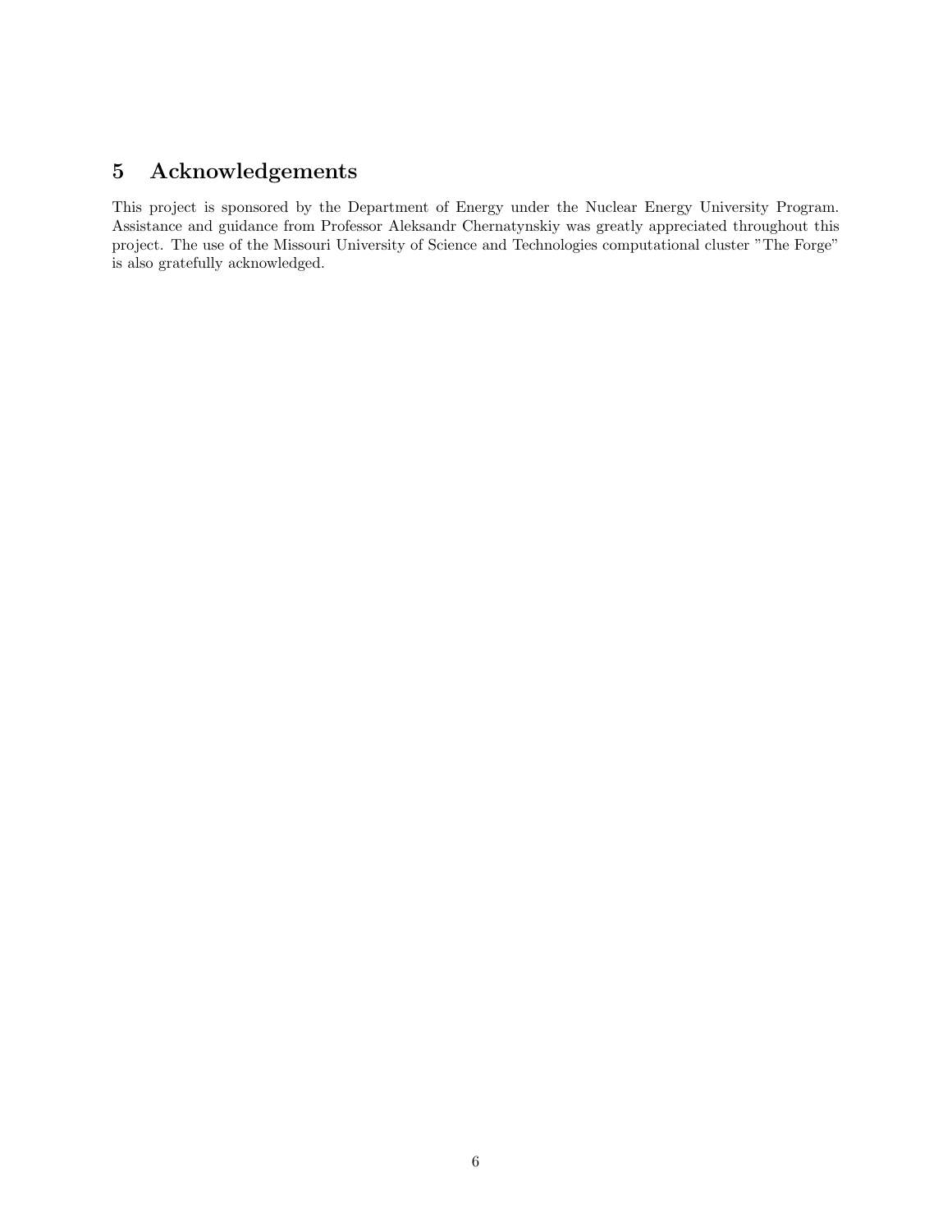## 5 Acknowledgements

This project is sponsored by the Department of Energy under the Nuclear Energy University Program. Assistance and guidance from Professor Aleksandr Chernatynskiy was greatly appreciated throughout this project. The use of the Missouri University of Science and Technologies computational cluster "The Forge" is also gratefully acknowledged.